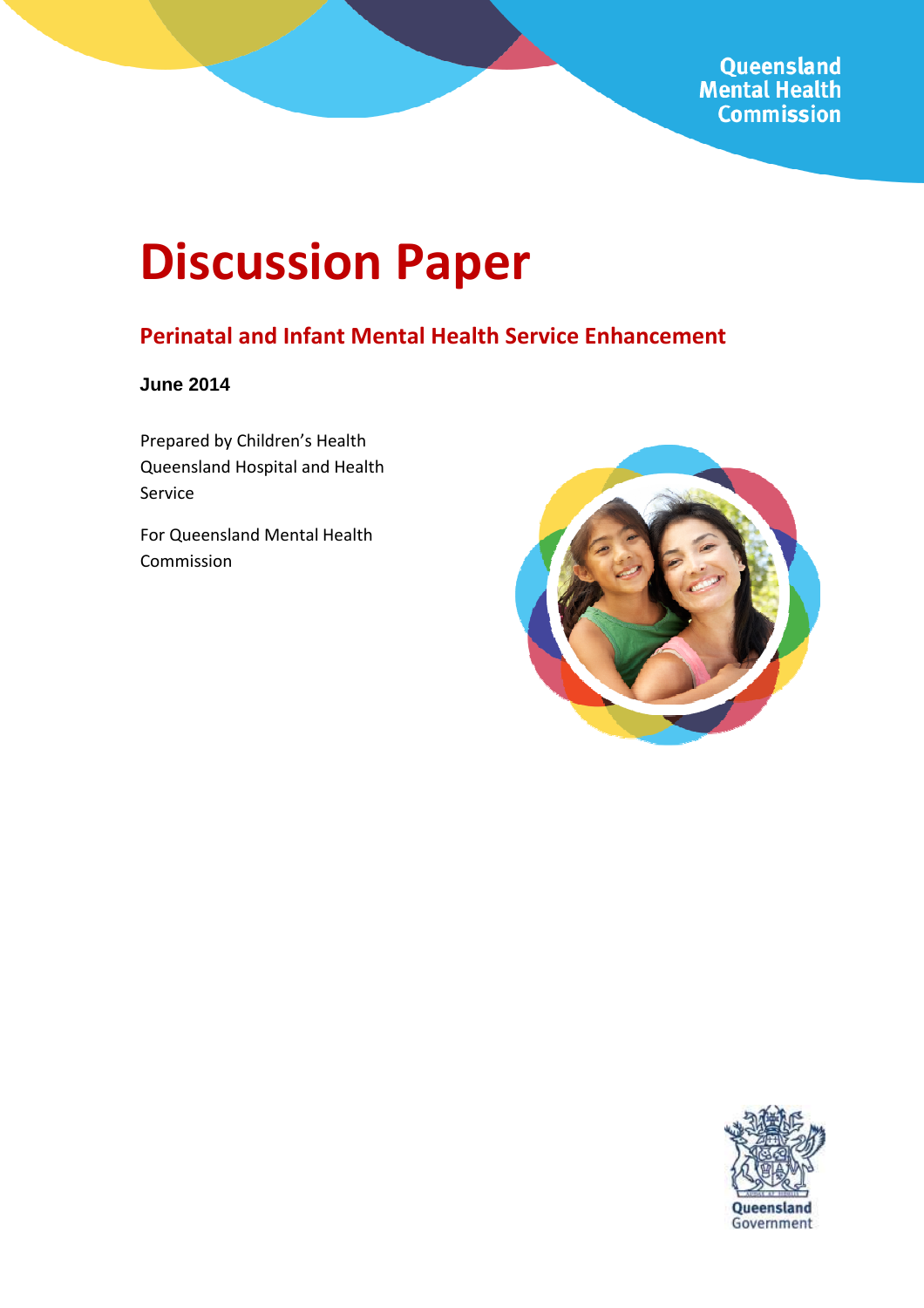Queensland Mental Health Commission

# Discussion Paper

## Perinatal and Infant Mental Health Service Enhancement

**June 2014**

Prepared by Children's Health Queensland Hospital and Health Service

For Queensland Mental Health Commission

Queensland Government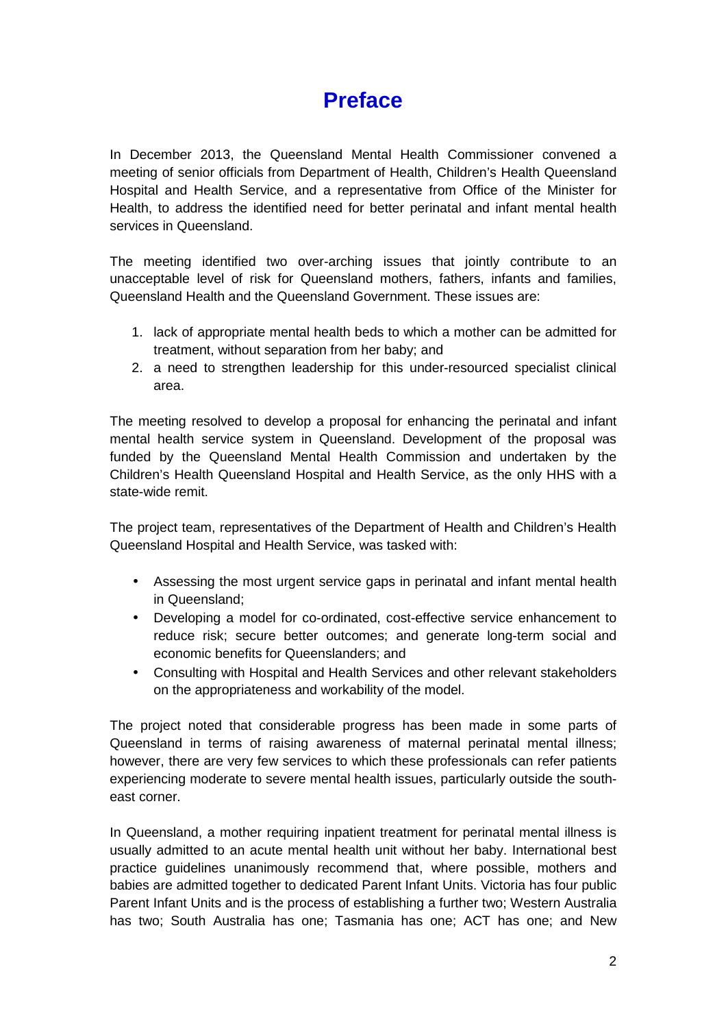# Preface

In December 2013, the Queensland Mental Health Commissioner convened a meeting of senior officials from Department of Health, Children's Health Queensland Hospital and Health Service, and a representative from Office of the Minister for Health, to address the identified need for better perinatal and infant mental health services in Queensland.

The meeting identified two over-arching issues that jointly contribute to an unacceptable level of risk for Queensland mothers, fathers, infants and families, Queensland Health and the Queensland Government. These issues are:

1. lack of appropriate mental health beds to which a mother can be admitted for treatment, without separation from her baby; and
2. a need to strengthen leadership for this under-resourced specialist clinical area.

The meeting resolved to develop a proposal for enhancing the perinatal and infant mental health service system in Queensland. Development of the proposal was funded by the Queensland Mental Health Commission and undertaken by the Children's Health Queensland Hospital and Health Service, as the only HHS with a state-wide remit.

The project team, representatives of the Department of Health and Children's Health Queensland Hospital and Health Service, was tasked with:

- Assessing the most urgent service gaps in perinatal and infant mental health in Queensland;
- Developing a model for co-ordinated, cost-effective service enhancement to reduce risk; secure better outcomes; and generate long-term social and economic benefits for Queenslanders; and
- Consulting with Hospital and Health Services and other relevant stakeholders on the appropriateness and workability of the model.

The project noted that considerable progress has been made in some parts of Queensland in terms of raising awareness of maternal perinatal mental illness; however, there are very few services to which these professionals can refer patients experiencing moderate to severe mental health issues, particularly outside the south-east corner.

In Queensland, a mother requiring inpatient treatment for perinatal mental illness is usually admitted to an acute mental health unit without her baby. International best practice guidelines unanimously recommend that, where possible, mothers and babies are admitted together to dedicated Parent Infant Units. Victoria has four public Parent Infant Units and is the process of establishing a further two; Western Australia has two; South Australia has one; Tasmania has one; ACT has one; and New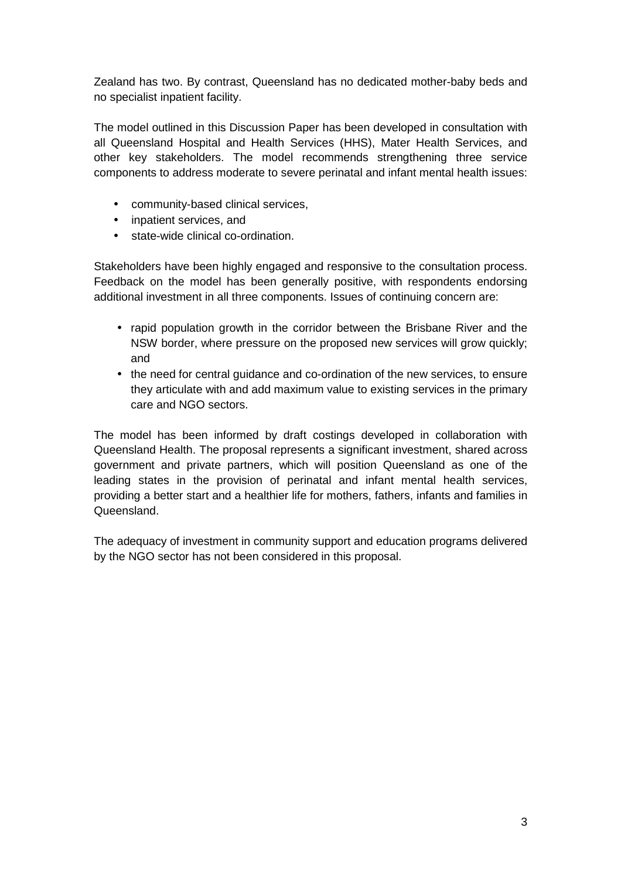Zealand has two. By contrast, Queensland has no dedicated mother-baby beds and no specialist inpatient facility.

The model outlined in this Discussion Paper has been developed in consultation with all Queensland Hospital and Health Services (HHS), Mater Health Services, and other key stakeholders. The model recommends strengthening three service components to address moderate to severe perinatal and infant mental health issues:

- community-based clinical services,
- inpatient services, and
- state-wide clinical co-ordination.

Stakeholders have been highly engaged and responsive to the consultation process. Feedback on the model has been generally positive, with respondents endorsing additional investment in all three components. Issues of continuing concern are:

- rapid population growth in the corridor between the Brisbane River and the NSW border, where pressure on the proposed new services will grow quickly; and
- the need for central guidance and co-ordination of the new services, to ensure they articulate with and add maximum value to existing services in the primary care and NGO sectors.

The model has been informed by draft costings developed in collaboration with Queensland Health. The proposal represents a significant investment, shared across government and private partners, which will position Queensland as one of the leading states in the provision of perinatal and infant mental health services, providing a better start and a healthier life for mothers, fathers, infants and families in Queensland.

The adequacy of investment in community support and education programs delivered by the NGO sector has not been considered in this proposal.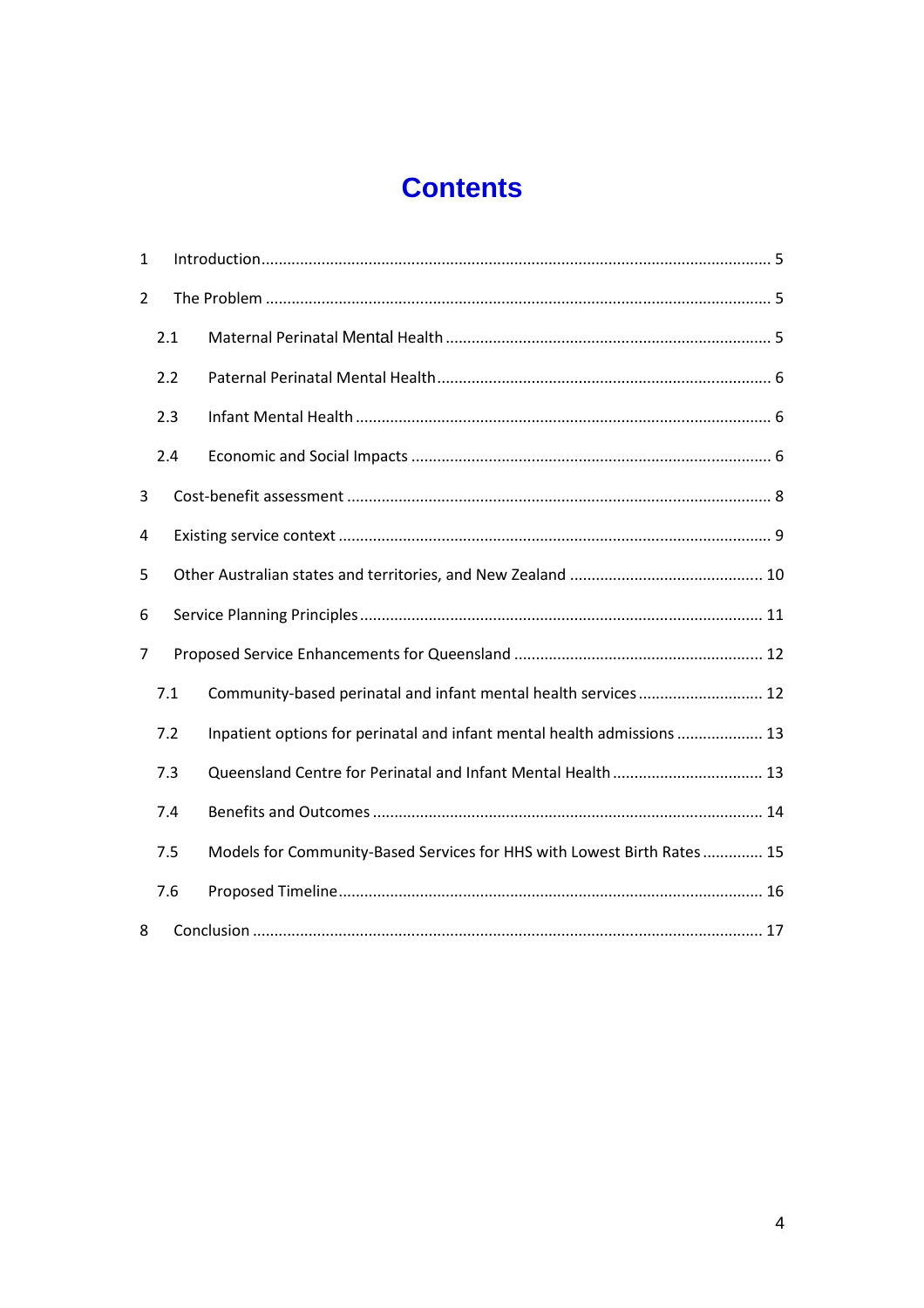# Contents

1 Introduction ..... 5

2 The Problem ..... 5

 2.1 Maternal Perinatal Mental Health ..... 5

 2.2 Paternal Perinatal Mental Health ..... 6

 2.3 Infant Mental Health ..... 6

 2.4 Economic and Social Impacts ..... 6

3 Cost-benefit assessment ..... 8

4 Existing service context ..... 9

5 Other Australian states and territories, and New Zealand ..... 10

6 Service Planning Principles ..... 11

7 Proposed Service Enhancements for Queensland ..... 12

 7.1 Community-based perinatal and infant mental health services ..... 12

 7.2 Inpatient options for perinatal and infant mental health admissions ..... 13

 7.3 Queensland Centre for Perinatal and Infant Mental Health ..... 13

 7.4 Benefits and Outcomes ..... 14

 7.5 Models for Community-Based Services for HHS with Lowest Birth Rates ..... 15

 7.6 Proposed Timeline ..... 16

8 Conclusion ..... 17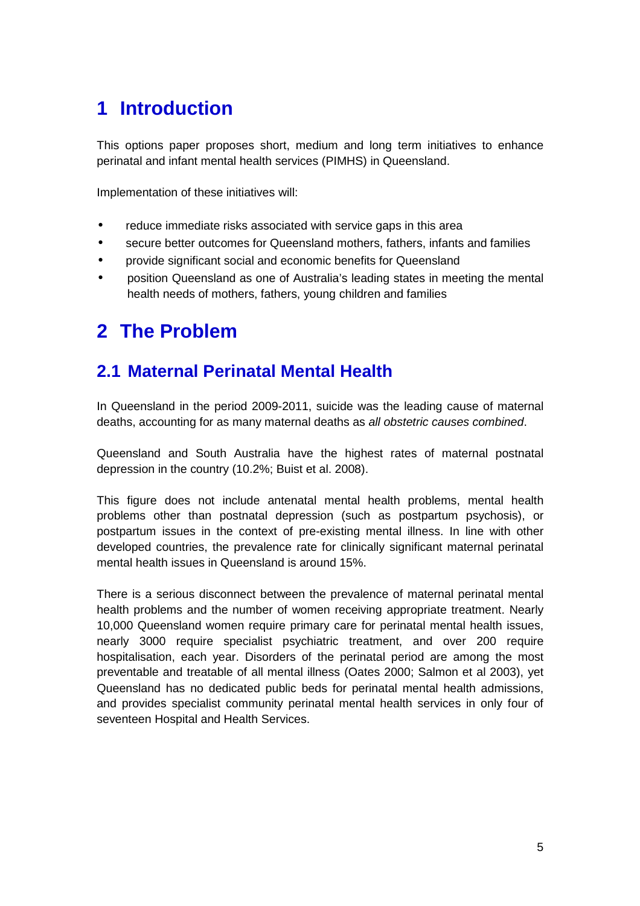# 1 Introduction

This options paper proposes short, medium and long term initiatives to enhance perinatal and infant mental health services (PIMHS) in Queensland.

Implementation of these initiatives will:

- reduce immediate risks associated with service gaps in this area
- secure better outcomes for Queensland mothers, fathers, infants and families
- provide significant social and economic benefits for Queensland
- position Queensland as one of Australia's leading states in meeting the mental health needs of mothers, fathers, young children and families

# 2 The Problem

## 2.1 Maternal Perinatal Mental Health

In Queensland in the period 2009-2011, suicide was the leading cause of maternal deaths, accounting for as many maternal deaths as *all obstetric causes combined*.

Queensland and South Australia have the highest rates of maternal postnatal depression in the country (10.2%; Buist et al. 2008).

This figure does not include antenatal mental health problems, mental health problems other than postnatal depression (such as postpartum psychosis), or postpartum issues in the context of pre-existing mental illness. In line with other developed countries, the prevalence rate for clinically significant maternal perinatal mental health issues in Queensland is around 15%.

There is a serious disconnect between the prevalence of maternal perinatal mental health problems and the number of women receiving appropriate treatment. Nearly 10,000 Queensland women require primary care for perinatal mental health issues, nearly 3000 require specialist psychiatric treatment, and over 200 require hospitalisation, each year. Disorders of the perinatal period are among the most preventable and treatable of all mental illness (Oates 2000; Salmon et al 2003), yet Queensland has no dedicated public beds for perinatal mental health admissions, and provides specialist community perinatal mental health services in only four of seventeen Hospital and Health Services.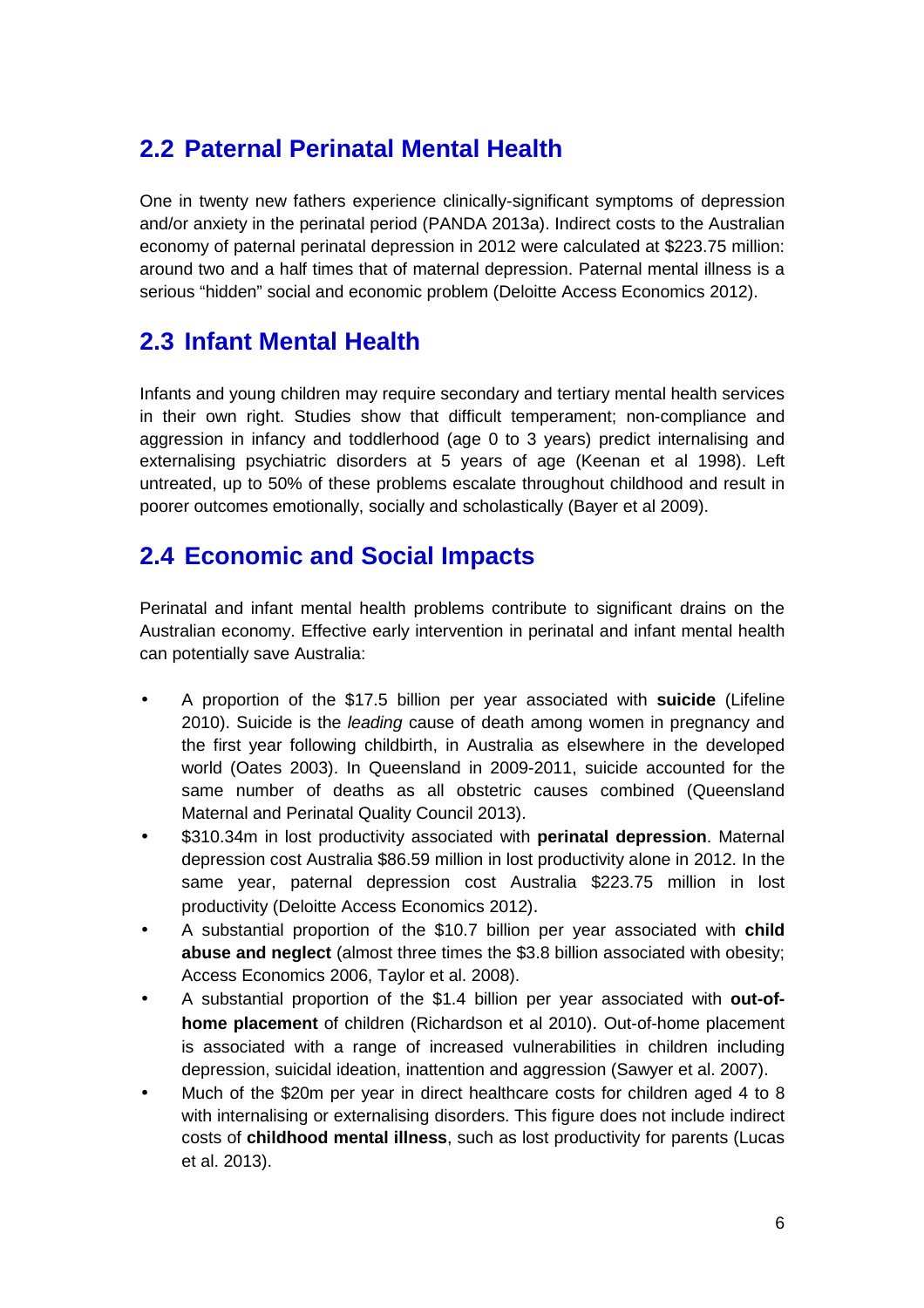## 2.2 Paternal Perinatal Mental Health

One in twenty new fathers experience clinically-significant symptoms of depression and/or anxiety in the perinatal period (PANDA 2013a). Indirect costs to the Australian economy of paternal perinatal depression in 2012 were calculated at $223.75 million: around two and a half times that of maternal depression. Paternal mental illness is a serious "hidden" social and economic problem (Deloitte Access Economics 2012).

## 2.3 Infant Mental Health

Infants and young children may require secondary and tertiary mental health services in their own right. Studies show that difficult temperament; non-compliance and aggression in infancy and toddlerhood (age 0 to 3 years) predict internalising and externalising psychiatric disorders at 5 years of age (Keenan et al 1998). Left untreated, up to 50% of these problems escalate throughout childhood and result in poorer outcomes emotionally, socially and scholastically (Bayer et al 2009).

## 2.4 Economic and Social Impacts

Perinatal and infant mental health problems contribute to significant drains on the Australian economy. Effective early intervention in perinatal and infant mental health can potentially save Australia:

- A proportion of the $17.5 billion per year associated with **suicide** (Lifeline 2010). Suicide is the *leading* cause of death among women in pregnancy and the first year following childbirth, in Australia as elsewhere in the developed world (Oates 2003). In Queensland in 2009-2011, suicide accounted for the same number of deaths as all obstetric causes combined (Queensland Maternal and Perinatal Quality Council 2013).
- $310.34m in lost productivity associated with **perinatal depression**. Maternal depression cost Australia $86.59 million in lost productivity alone in 2012. In the same year, paternal depression cost Australia $223.75 million in lost productivity (Deloitte Access Economics 2012).
- A substantial proportion of the $10.7 billion per year associated with **child abuse and neglect** (almost three times the $3.8 billion associated with obesity; Access Economics 2006, Taylor et al. 2008).
- A substantial proportion of the $1.4 billion per year associated with **out-of-home placement** of children (Richardson et al 2010). Out-of-home placement is associated with a range of increased vulnerabilities in children including depression, suicidal ideation, inattention and aggression (Sawyer et al. 2007).
- Much of the $20m per year in direct healthcare costs for children aged 4 to 8 with internalising or externalising disorders. This figure does not include indirect costs of **childhood mental illness**, such as lost productivity for parents (Lucas et al. 2013).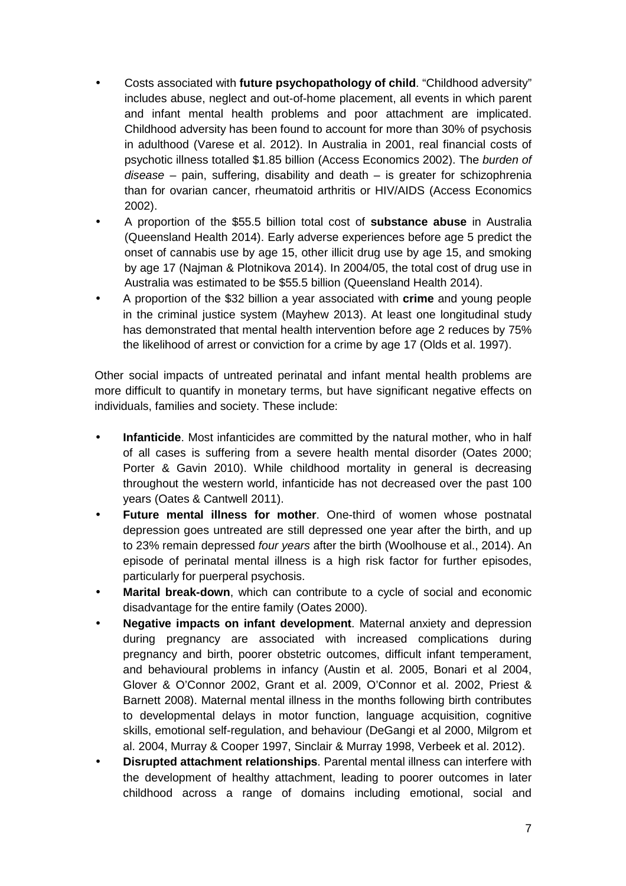- Costs associated with **future psychopathology of child**. "Childhood adversity" includes abuse, neglect and out-of-home placement, all events in which parent and infant mental health problems and poor attachment are implicated. Childhood adversity has been found to account for more than 30% of psychosis in adulthood (Varese et al. 2012). In Australia in 2001, real financial costs of psychotic illness totalled $1.85 billion (Access Economics 2002). The *burden of disease* – pain, suffering, disability and death – is greater for schizophrenia than for ovarian cancer, rheumatoid arthritis or HIV/AIDS (Access Economics 2002).
- A proportion of the $55.5 billion total cost of **substance abuse** in Australia (Queensland Health 2014). Early adverse experiences before age 5 predict the onset of cannabis use by age 15, other illicit drug use by age 15, and smoking by age 17 (Najman & Plotnikova 2014). In 2004/05, the total cost of drug use in Australia was estimated to be $55.5 billion (Queensland Health 2014).
- A proportion of the $32 billion a year associated with **crime** and young people in the criminal justice system (Mayhew 2013). At least one longitudinal study has demonstrated that mental health intervention before age 2 reduces by 75% the likelihood of arrest or conviction for a crime by age 17 (Olds et al. 1997).

Other social impacts of untreated perinatal and infant mental health problems are more difficult to quantify in monetary terms, but have significant negative effects on individuals, families and society. These include:

- **Infanticide**. Most infanticides are committed by the natural mother, who in half of all cases is suffering from a severe health mental disorder (Oates 2000; Porter & Gavin 2010). While childhood mortality in general is decreasing throughout the western world, infanticide has not decreased over the past 100 years (Oates & Cantwell 2011).
- **Future mental illness for mother**. One-third of women whose postnatal depression goes untreated are still depressed one year after the birth, and up to 23% remain depressed *four years* after the birth (Woolhouse et al., 2014). An episode of perinatal mental illness is a high risk factor for further episodes, particularly for puerperal psychosis.
- **Marital break-down**, which can contribute to a cycle of social and economic disadvantage for the entire family (Oates 2000).
- **Negative impacts on infant development**. Maternal anxiety and depression during pregnancy are associated with increased complications during pregnancy and birth, poorer obstetric outcomes, difficult infant temperament, and behavioural problems in infancy (Austin et al. 2005, Bonari et al 2004, Glover & O'Connor 2002, Grant et al. 2009, O'Connor et al. 2002, Priest & Barnett 2008). Maternal mental illness in the months following birth contributes to developmental delays in motor function, language acquisition, cognitive skills, emotional self-regulation, and behaviour (DeGangi et al 2000, Milgrom et al. 2004, Murray & Cooper 1997, Sinclair & Murray 1998, Verbeek et al. 2012).
- **Disrupted attachment relationships**. Parental mental illness can interfere with the development of healthy attachment, leading to poorer outcomes in later childhood across a range of domains including emotional, social and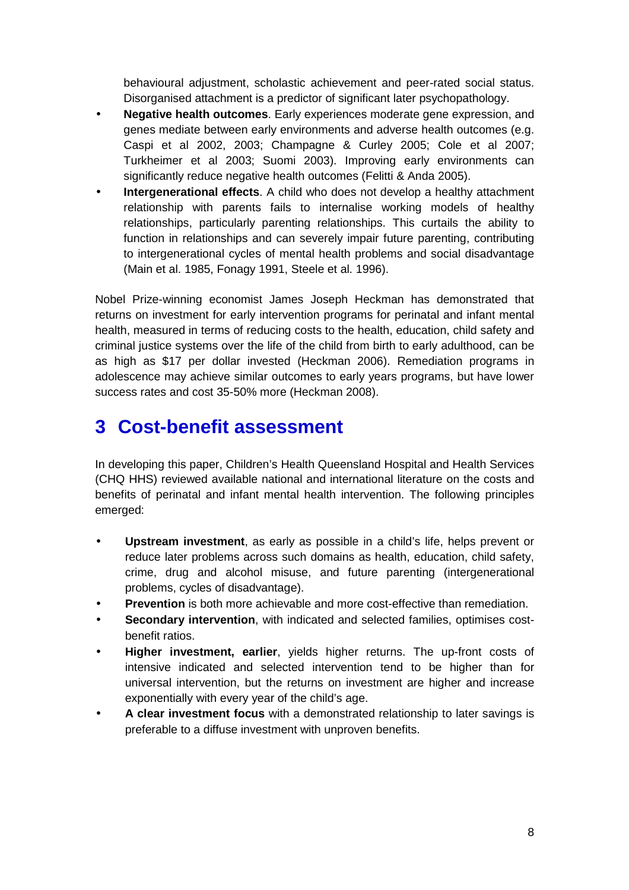behavioural adjustment, scholastic achievement and peer-rated social status. Disorganised attachment is a predictor of significant later psychopathology.

- **Negative health outcomes**. Early experiences moderate gene expression, and genes mediate between early environments and adverse health outcomes (e.g. Caspi et al 2002, 2003; Champagne & Curley 2005; Cole et al 2007; Turkheimer et al 2003; Suomi 2003). Improving early environments can significantly reduce negative health outcomes (Felitti & Anda 2005).
- **Intergenerational effects**. A child who does not develop a healthy attachment relationship with parents fails to internalise working models of healthy relationships, particularly parenting relationships. This curtails the ability to function in relationships and can severely impair future parenting, contributing to intergenerational cycles of mental health problems and social disadvantage (Main et al. 1985, Fonagy 1991, Steele et al. 1996).

Nobel Prize-winning economist James Joseph Heckman has demonstrated that returns on investment for early intervention programs for perinatal and infant mental health, measured in terms of reducing costs to the health, education, child safety and criminal justice systems over the life of the child from birth to early adulthood, can be as high as $17 per dollar invested (Heckman 2006). Remediation programs in adolescence may achieve similar outcomes to early years programs, but have lower success rates and cost 35-50% more (Heckman 2008).

# 3 Cost-benefit assessment

In developing this paper, Children's Health Queensland Hospital and Health Services (CHQ HHS) reviewed available national and international literature on the costs and benefits of perinatal and infant mental health intervention. The following principles emerged:

- **Upstream investment**, as early as possible in a child's life, helps prevent or reduce later problems across such domains as health, education, child safety, crime, drug and alcohol misuse, and future parenting (intergenerational problems, cycles of disadvantage).
- **Prevention** is both more achievable and more cost-effective than remediation.
- **Secondary intervention**, with indicated and selected families, optimises cost-benefit ratios.
- **Higher investment, earlier**, yields higher returns. The up-front costs of intensive indicated and selected intervention tend to be higher than for universal intervention, but the returns on investment are higher and increase exponentially with every year of the child's age.
- **A clear investment focus** with a demonstrated relationship to later savings is preferable to a diffuse investment with unproven benefits.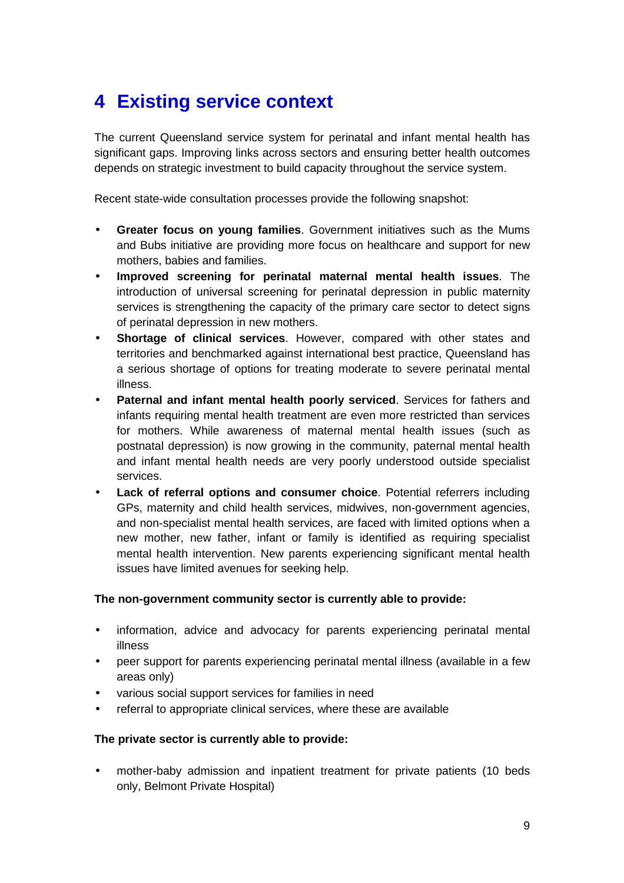# 4 Existing service context

The current Queensland service system for perinatal and infant mental health has significant gaps. Improving links across sectors and ensuring better health outcomes depends on strategic investment to build capacity throughout the service system.

Recent state-wide consultation processes provide the following snapshot:

- **Greater focus on young families**. Government initiatives such as the Mums and Bubs initiative are providing more focus on healthcare and support for new mothers, babies and families.
- **Improved screening for perinatal maternal mental health issues**. The introduction of universal screening for perinatal depression in public maternity services is strengthening the capacity of the primary care sector to detect signs of perinatal depression in new mothers.
- **Shortage of clinical services**. However, compared with other states and territories and benchmarked against international best practice, Queensland has a serious shortage of options for treating moderate to severe perinatal mental illness.
- **Paternal and infant mental health poorly serviced**. Services for fathers and infants requiring mental health treatment are even more restricted than services for mothers. While awareness of maternal mental health issues (such as postnatal depression) is now growing in the community, paternal mental health and infant mental health needs are very poorly understood outside specialist services.
- **Lack of referral options and consumer choice**. Potential referrers including GPs, maternity and child health services, midwives, non-government agencies, and non-specialist mental health services, are faced with limited options when a new mother, new father, infant or family is identified as requiring specialist mental health intervention. New parents experiencing significant mental health issues have limited avenues for seeking help.

**The non-government community sector is currently able to provide:**

- information, advice and advocacy for parents experiencing perinatal mental illness
- peer support for parents experiencing perinatal mental illness (available in a few areas only)
- various social support services for families in need
- referral to appropriate clinical services, where these are available

**The private sector is currently able to provide:**

- mother-baby admission and inpatient treatment for private patients (10 beds only, Belmont Private Hospital)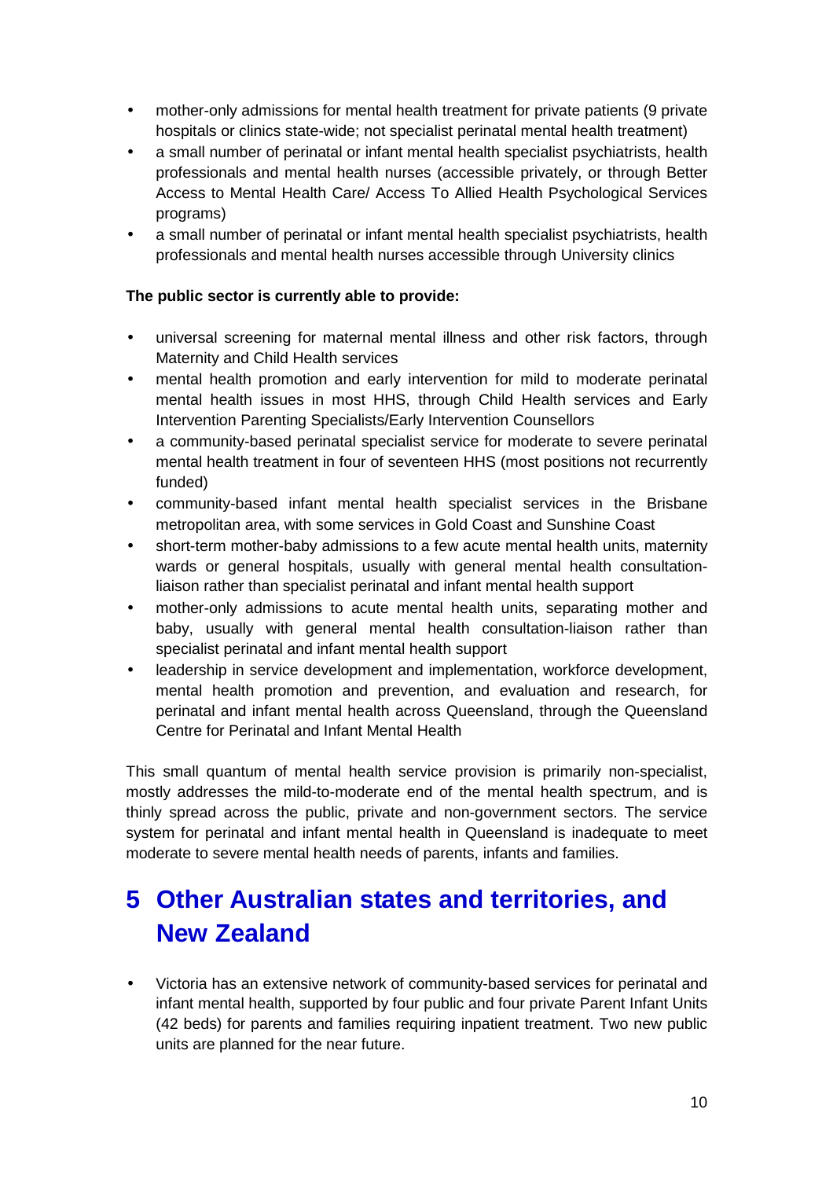- mother-only admissions for mental health treatment for private patients (9 private hospitals or clinics state-wide; not specialist perinatal mental health treatment)
- a small number of perinatal or infant mental health specialist psychiatrists, health professionals and mental health nurses (accessible privately, or through Better Access to Mental Health Care/ Access To Allied Health Psychological Services programs)
- a small number of perinatal or infant mental health specialist psychiatrists, health professionals and mental health nurses accessible through University clinics

**The public sector is currently able to provide:**

- universal screening for maternal mental illness and other risk factors, through Maternity and Child Health services
- mental health promotion and early intervention for mild to moderate perinatal mental health issues in most HHS, through Child Health services and Early Intervention Parenting Specialists/Early Intervention Counsellors
- a community-based perinatal specialist service for moderate to severe perinatal mental health treatment in four of seventeen HHS (most positions not recurrently funded)
- community-based infant mental health specialist services in the Brisbane metropolitan area, with some services in Gold Coast and Sunshine Coast
- short-term mother-baby admissions to a few acute mental health units, maternity wards or general hospitals, usually with general mental health consultation-liaison rather than specialist perinatal and infant mental health support
- mother-only admissions to acute mental health units, separating mother and baby, usually with general mental health consultation-liaison rather than specialist perinatal and infant mental health support
- leadership in service development and implementation, workforce development, mental health promotion and prevention, and evaluation and research, for perinatal and infant mental health across Queensland, through the Queensland Centre for Perinatal and Infant Mental Health

This small quantum of mental health service provision is primarily non-specialist, mostly addresses the mild-to-moderate end of the mental health spectrum, and is thinly spread across the public, private and non-government sectors. The service system for perinatal and infant mental health in Queensland is inadequate to meet moderate to severe mental health needs of parents, infants and families.

# 5 Other Australian states and territories, and New Zealand

- Victoria has an extensive network of community-based services for perinatal and infant mental health, supported by four public and four private Parent Infant Units (42 beds) for parents and families requiring inpatient treatment. Two new public units are planned for the near future.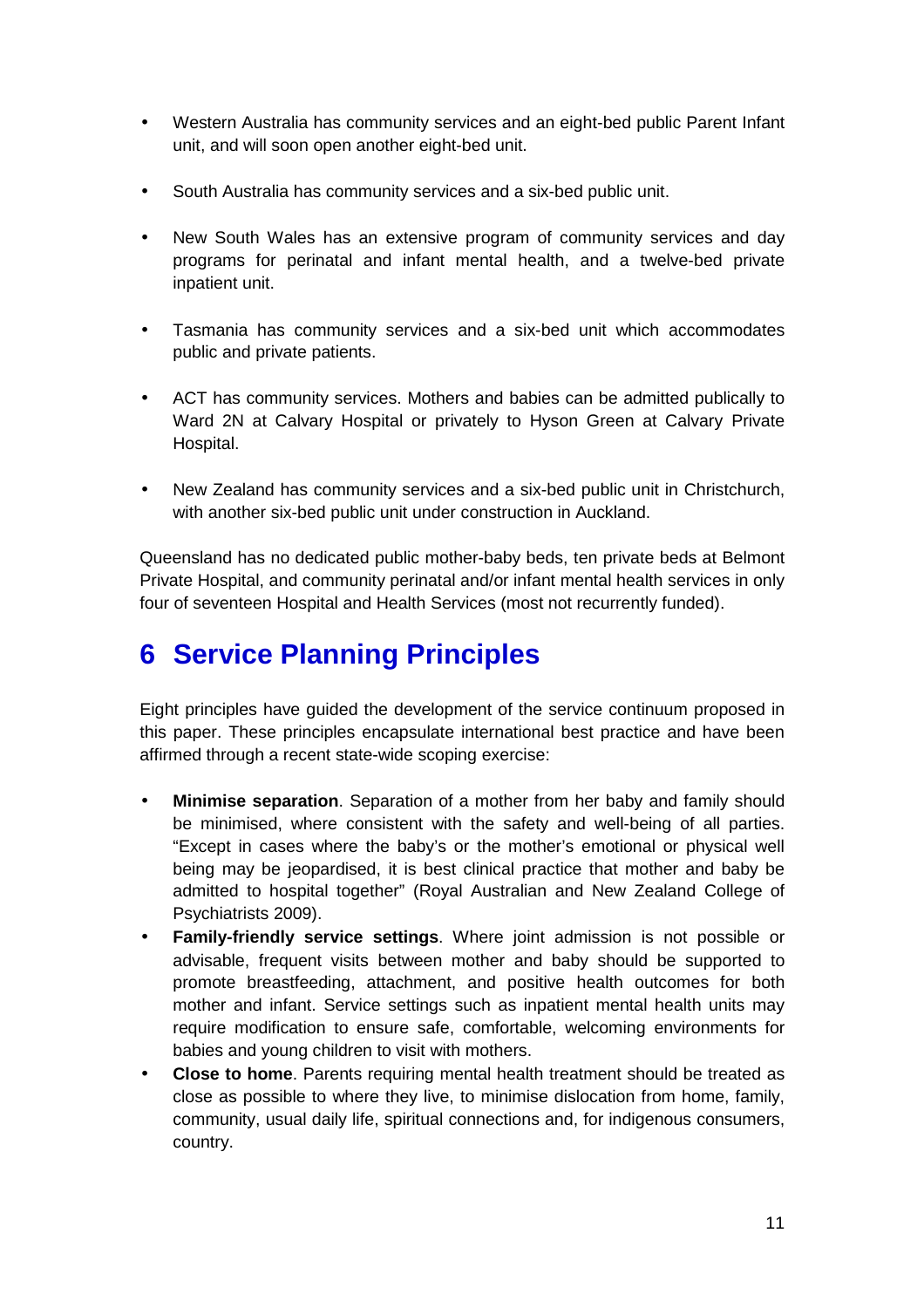- Western Australia has community services and an eight-bed public Parent Infant unit, and will soon open another eight-bed unit.
- South Australia has community services and a six-bed public unit.
- New South Wales has an extensive program of community services and day programs for perinatal and infant mental health, and a twelve-bed private inpatient unit.
- Tasmania has community services and a six-bed unit which accommodates public and private patients.
- ACT has community services. Mothers and babies can be admitted publically to Ward 2N at Calvary Hospital or privately to Hyson Green at Calvary Private Hospital.
- New Zealand has community services and a six-bed public unit in Christchurch, with another six-bed public unit under construction in Auckland.

Queensland has no dedicated public mother-baby beds, ten private beds at Belmont Private Hospital, and community perinatal and/or infant mental health services in only four of seventeen Hospital and Health Services (most not recurrently funded).

# 6 Service Planning Principles

Eight principles have guided the development of the service continuum proposed in this paper. These principles encapsulate international best practice and have been affirmed through a recent state-wide scoping exercise:

- **Minimise separation**. Separation of a mother from her baby and family should be minimised, where consistent with the safety and well-being of all parties. "Except in cases where the baby's or the mother's emotional or physical well being may be jeopardised, it is best clinical practice that mother and baby be admitted to hospital together" (Royal Australian and New Zealand College of Psychiatrists 2009).
- **Family-friendly service settings**. Where joint admission is not possible or advisable, frequent visits between mother and baby should be supported to promote breastfeeding, attachment, and positive health outcomes for both mother and infant. Service settings such as inpatient mental health units may require modification to ensure safe, comfortable, welcoming environments for babies and young children to visit with mothers.
- **Close to home**. Parents requiring mental health treatment should be treated as close as possible to where they live, to minimise dislocation from home, family, community, usual daily life, spiritual connections and, for indigenous consumers, country.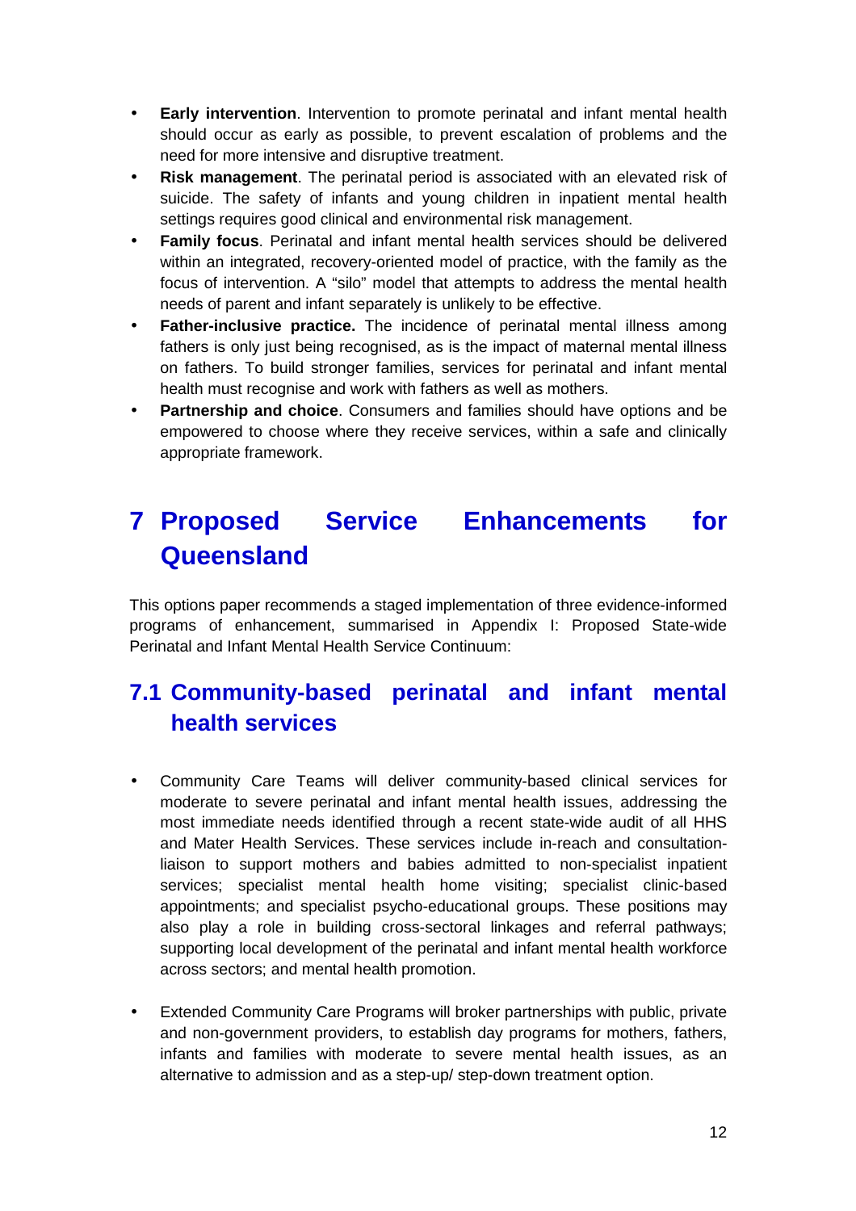- **Early intervention**. Intervention to promote perinatal and infant mental health should occur as early as possible, to prevent escalation of problems and the need for more intensive and disruptive treatment.
- **Risk management**. The perinatal period is associated with an elevated risk of suicide. The safety of infants and young children in inpatient mental health settings requires good clinical and environmental risk management.
- **Family focus**. Perinatal and infant mental health services should be delivered within an integrated, recovery-oriented model of practice, with the family as the focus of intervention. A "silo" model that attempts to address the mental health needs of parent and infant separately is unlikely to be effective.
- **Father-inclusive practice.** The incidence of perinatal mental illness among fathers is only just being recognised, as is the impact of maternal mental illness on fathers. To build stronger families, services for perinatal and infant mental health must recognise and work with fathers as well as mothers.
- **Partnership and choice**. Consumers and families should have options and be empowered to choose where they receive services, within a safe and clinically appropriate framework.

# 7 Proposed Service Enhancements for Queensland

This options paper recommends a staged implementation of three evidence-informed programs of enhancement, summarised in Appendix I: Proposed State-wide Perinatal and Infant Mental Health Service Continuum:

## 7.1 Community-based perinatal and infant mental health services

- Community Care Teams will deliver community-based clinical services for moderate to severe perinatal and infant mental health issues, addressing the most immediate needs identified through a recent state-wide audit of all HHS and Mater Health Services. These services include in-reach and consultation-liaison to support mothers and babies admitted to non-specialist inpatient services; specialist mental health home visiting; specialist clinic-based appointments; and specialist psycho-educational groups. These positions may also play a role in building cross-sectoral linkages and referral pathways; supporting local development of the perinatal and infant mental health workforce across sectors; and mental health promotion.

- Extended Community Care Programs will broker partnerships with public, private and non-government providers, to establish day programs for mothers, fathers, infants and families with moderate to severe mental health issues, as an alternative to admission and as a step-up/ step-down treatment option.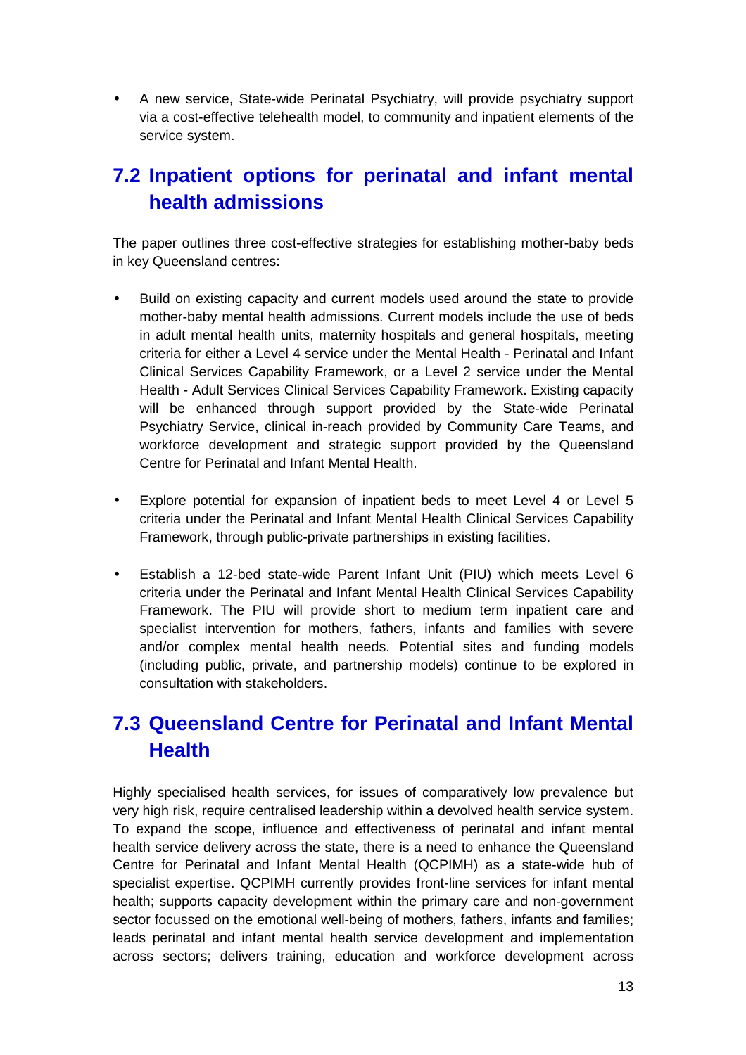- A new service, State-wide Perinatal Psychiatry, will provide psychiatry support via a cost-effective telehealth model, to community and inpatient elements of the service system.

## 7.2 Inpatient options for perinatal and infant mental health admissions

The paper outlines three cost-effective strategies for establishing mother-baby beds in key Queensland centres:

- Build on existing capacity and current models used around the state to provide mother-baby mental health admissions. Current models include the use of beds in adult mental health units, maternity hospitals and general hospitals, meeting criteria for either a Level 4 service under the Mental Health - Perinatal and Infant Clinical Services Capability Framework, or a Level 2 service under the Mental Health - Adult Services Clinical Services Capability Framework. Existing capacity will be enhanced through support provided by the State-wide Perinatal Psychiatry Service, clinical in-reach provided by Community Care Teams, and workforce development and strategic support provided by the Queensland Centre for Perinatal and Infant Mental Health.

- Explore potential for expansion of inpatient beds to meet Level 4 or Level 5 criteria under the Perinatal and Infant Mental Health Clinical Services Capability Framework, through public-private partnerships in existing facilities.

- Establish a 12-bed state-wide Parent Infant Unit (PIU) which meets Level 6 criteria under the Perinatal and Infant Mental Health Clinical Services Capability Framework. The PIU will provide short to medium term inpatient care and specialist intervention for mothers, fathers, infants and families with severe and/or complex mental health needs. Potential sites and funding models (including public, private, and partnership models) continue to be explored in consultation with stakeholders.

## 7.3 Queensland Centre for Perinatal and Infant Mental Health

Highly specialised health services, for issues of comparatively low prevalence but very high risk, require centralised leadership within a devolved health service system. To expand the scope, influence and effectiveness of perinatal and infant mental health service delivery across the state, there is a need to enhance the Queensland Centre for Perinatal and Infant Mental Health (QCPIMH) as a state-wide hub of specialist expertise. QCPIMH currently provides front-line services for infant mental health; supports capacity development within the primary care and non-government sector focussed on the emotional well-being of mothers, fathers, infants and families; leads perinatal and infant mental health service development and implementation across sectors; delivers training, education and workforce development across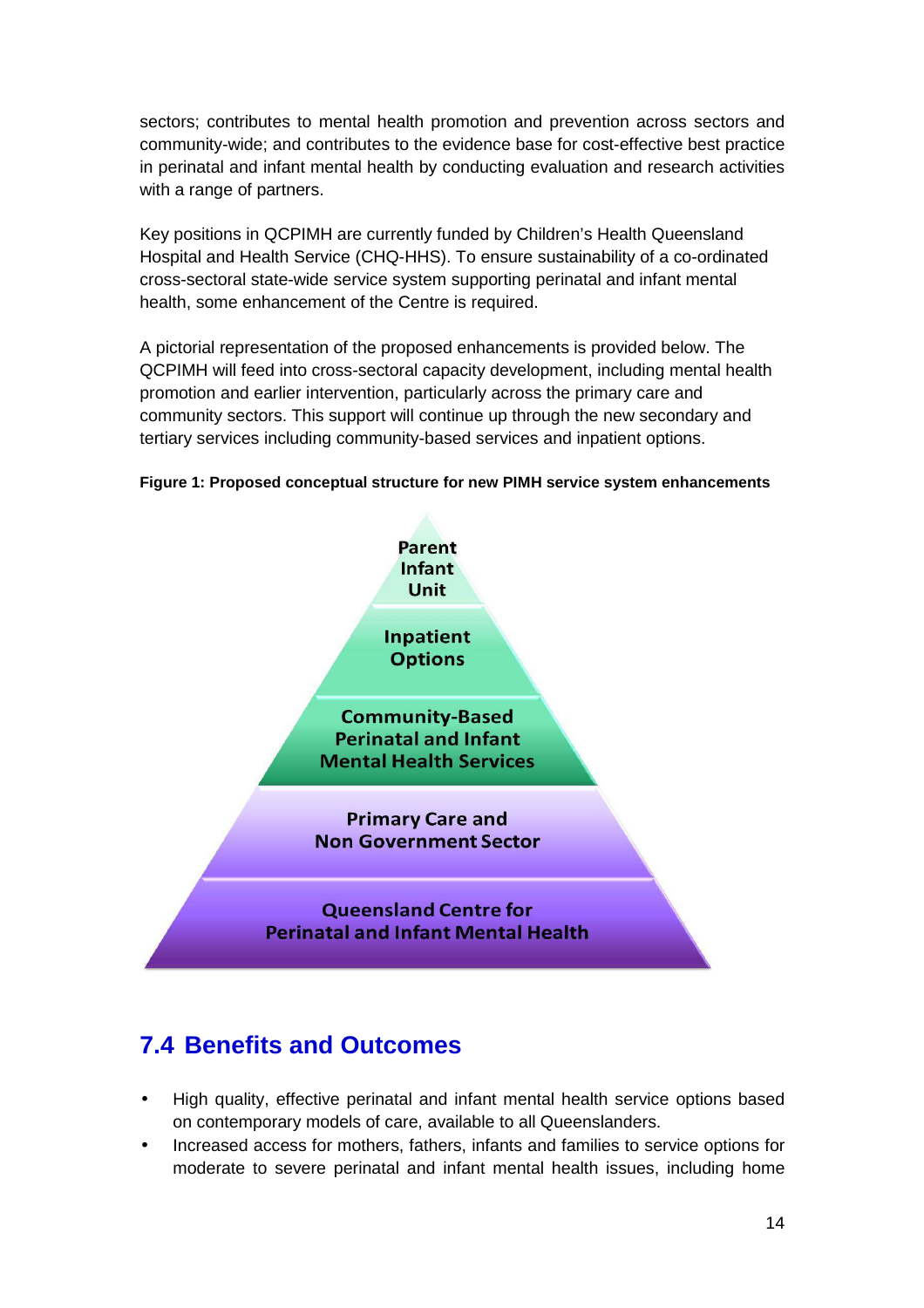sectors; contributes to mental health promotion and prevention across sectors and community-wide; and contributes to the evidence base for cost-effective best practice in perinatal and infant mental health by conducting evaluation and research activities with a range of partners.

Key positions in QCPIMH are currently funded by Children's Health Queensland Hospital and Health Service (CHQ-HHS). To ensure sustainability of a co-ordinated cross-sectoral state-wide service system supporting perinatal and infant mental health, some enhancement of the Centre is required.

A pictorial representation of the proposed enhancements is provided below. The QCPIMH will feed into cross-sectoral capacity development, including mental health promotion and earlier intervention, particularly across the primary care and community sectors. This support will continue up through the new secondary and tertiary services including community-based services and inpatient options.

**Figure 1: Proposed conceptual structure for new PIMH service system enhancements**

Parent Infant Unit

Inpatient Options

Community-Based Perinatal and Infant Mental Health Services

Primary Care and Non Government Sector

Queensland Centre for Perinatal and Infant Mental Health

## 7.4 Benefits and Outcomes

- High quality, effective perinatal and infant mental health service options based on contemporary models of care, available to all Queenslanders.
- Increased access for mothers, fathers, infants and families to service options for moderate to severe perinatal and infant mental health issues, including home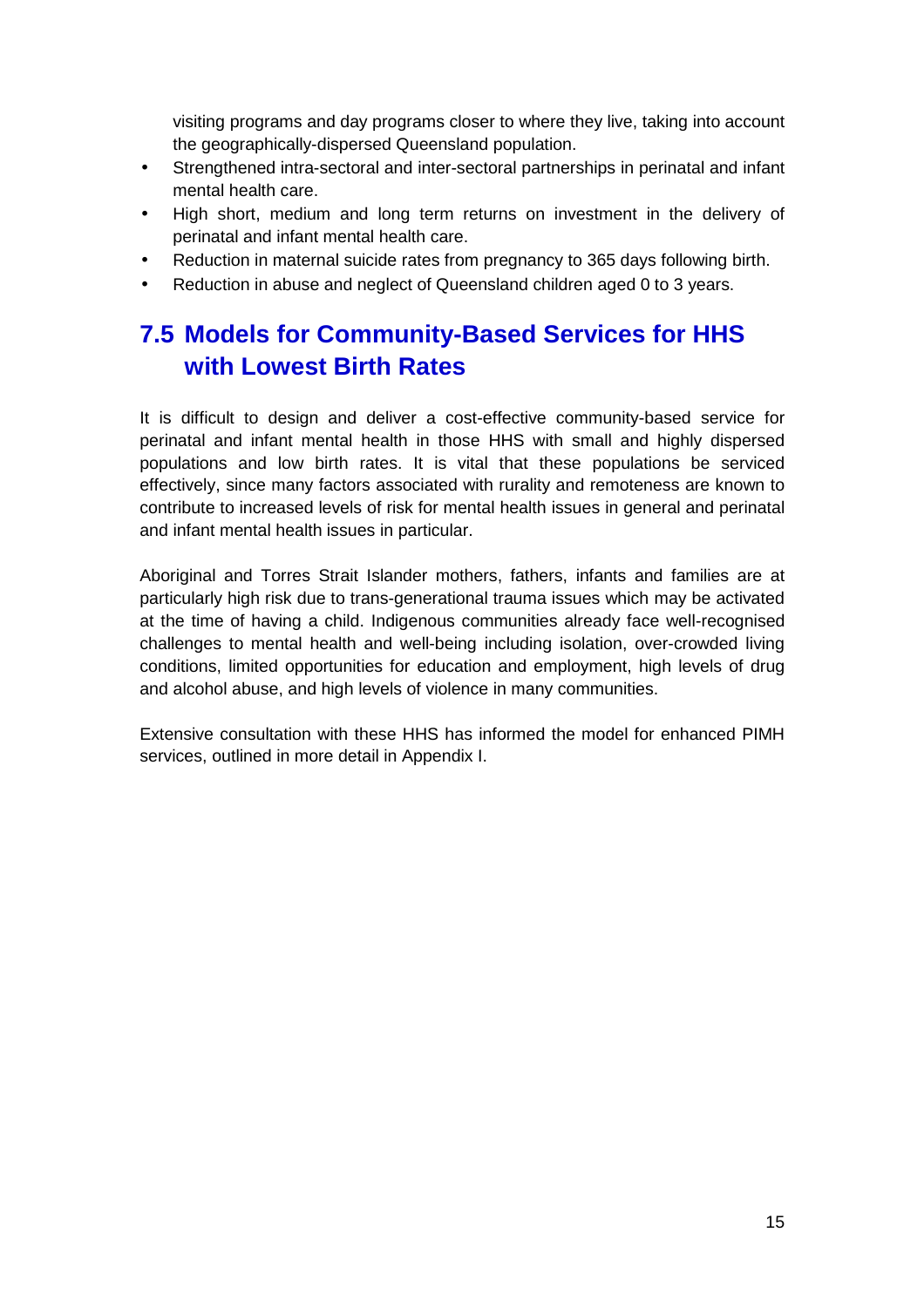visiting programs and day programs closer to where they live, taking into account the geographically-dispersed Queensland population.

- Strengthened intra-sectoral and inter-sectoral partnerships in perinatal and infant mental health care.
- High short, medium and long term returns on investment in the delivery of perinatal and infant mental health care.
- Reduction in maternal suicide rates from pregnancy to 365 days following birth.
- Reduction in abuse and neglect of Queensland children aged 0 to 3 years.

## 7.5 Models for Community-Based Services for HHS with Lowest Birth Rates

It is difficult to design and deliver a cost-effective community-based service for perinatal and infant mental health in those HHS with small and highly dispersed populations and low birth rates. It is vital that these populations be serviced effectively, since many factors associated with rurality and remoteness are known to contribute to increased levels of risk for mental health issues in general and perinatal and infant mental health issues in particular.

Aboriginal and Torres Strait Islander mothers, fathers, infants and families are at particularly high risk due to trans-generational trauma issues which may be activated at the time of having a child. Indigenous communities already face well-recognised challenges to mental health and well-being including isolation, over-crowded living conditions, limited opportunities for education and employment, high levels of drug and alcohol abuse, and high levels of violence in many communities.

Extensive consultation with these HHS has informed the model for enhanced PIMH services, outlined in more detail in Appendix I.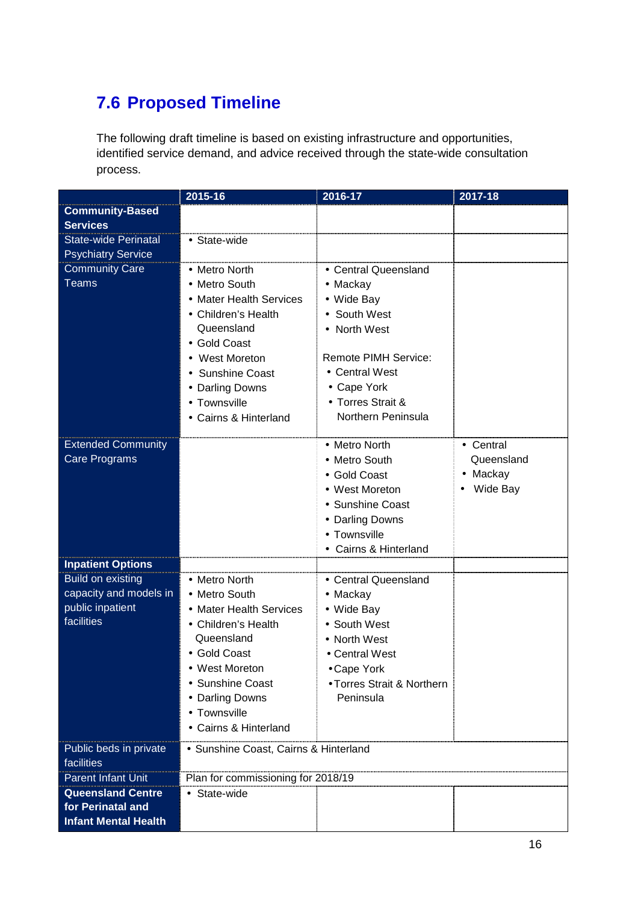## 7.6 Proposed Timeline

The following draft timeline is based on existing infrastructure and opportunities, identified service demand, and advice received through the state-wide consultation process.

| | 2015-16 | 2016-17 | 2017-18 |
|---|---|---|---|
| **Community-Based Services** | | | |
| State-wide Perinatal Psychiatry Service | • State-wide | | |
| Community Care Teams | • Metro North<br>• Metro South<br>• Mater Health Services<br>• Children's Health Queensland<br>• Gold Coast<br>• West Moreton<br>• Sunshine Coast<br>• Darling Downs<br>• Townsville<br>• Cairns & Hinterland | • Central Queensland<br>• Mackay<br>• Wide Bay<br>• South West<br>• North West<br><br>Remote PIMH Service:<br>• Central West<br>• Cape York<br>• Torres Strait & Northern Peninsula | |
| Extended Community Care Programs | | • Metro North<br>• Metro South<br>• Gold Coast<br>• West Moreton<br>• Sunshine Coast<br>• Darling Downs<br>• Townsville<br>• Cairns & Hinterland | • Central Queensland<br>• Mackay<br>• Wide Bay |
| **Inpatient Options** | | | |
| Build on existing capacity and models in public inpatient facilities | • Metro North<br>• Metro South<br>• Mater Health Services<br>• Children's Health Queensland<br>• Gold Coast<br>• West Moreton<br>• Sunshine Coast<br>• Darling Downs<br>• Townsville<br>• Cairns & Hinterland | • Central Queensland<br>• Mackay<br>• Wide Bay<br>• South West<br>• North West<br>• Central West<br>• Cape York<br>• Torres Strait & Northern Peninsula | |
| Public beds in private facilities | • Sunshine Coast, Cairns & Hinterland | | |
| Parent Infant Unit | Plan for commissioning for 2018/19 | | |
| **Queensland Centre for Perinatal and Infant Mental Health** | • State-wide | | |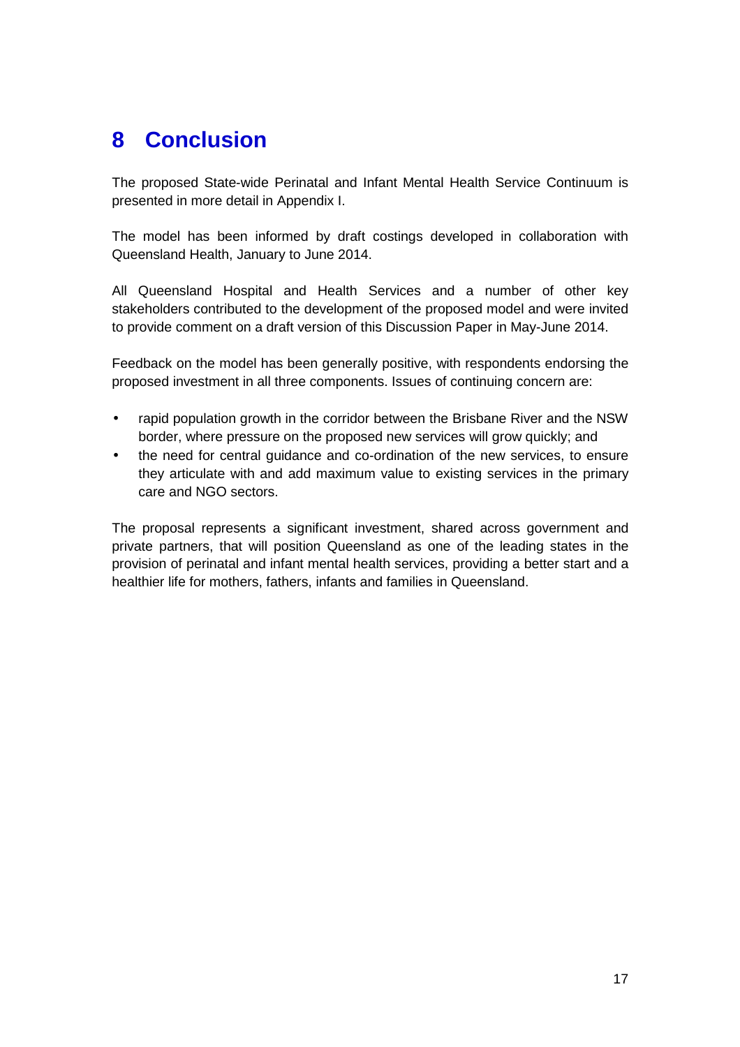# 8 Conclusion

The proposed State-wide Perinatal and Infant Mental Health Service Continuum is presented in more detail in Appendix I.

The model has been informed by draft costings developed in collaboration with Queensland Health, January to June 2014.

All Queensland Hospital and Health Services and a number of other key stakeholders contributed to the development of the proposed model and were invited to provide comment on a draft version of this Discussion Paper in May-June 2014.

Feedback on the model has been generally positive, with respondents endorsing the proposed investment in all three components. Issues of continuing concern are:

- rapid population growth in the corridor between the Brisbane River and the NSW border, where pressure on the proposed new services will grow quickly; and
- the need for central guidance and co-ordination of the new services, to ensure they articulate with and add maximum value to existing services in the primary care and NGO sectors.

The proposal represents a significant investment, shared across government and private partners, that will position Queensland as one of the leading states in the provision of perinatal and infant mental health services, providing a better start and a healthier life for mothers, fathers, infants and families in Queensland.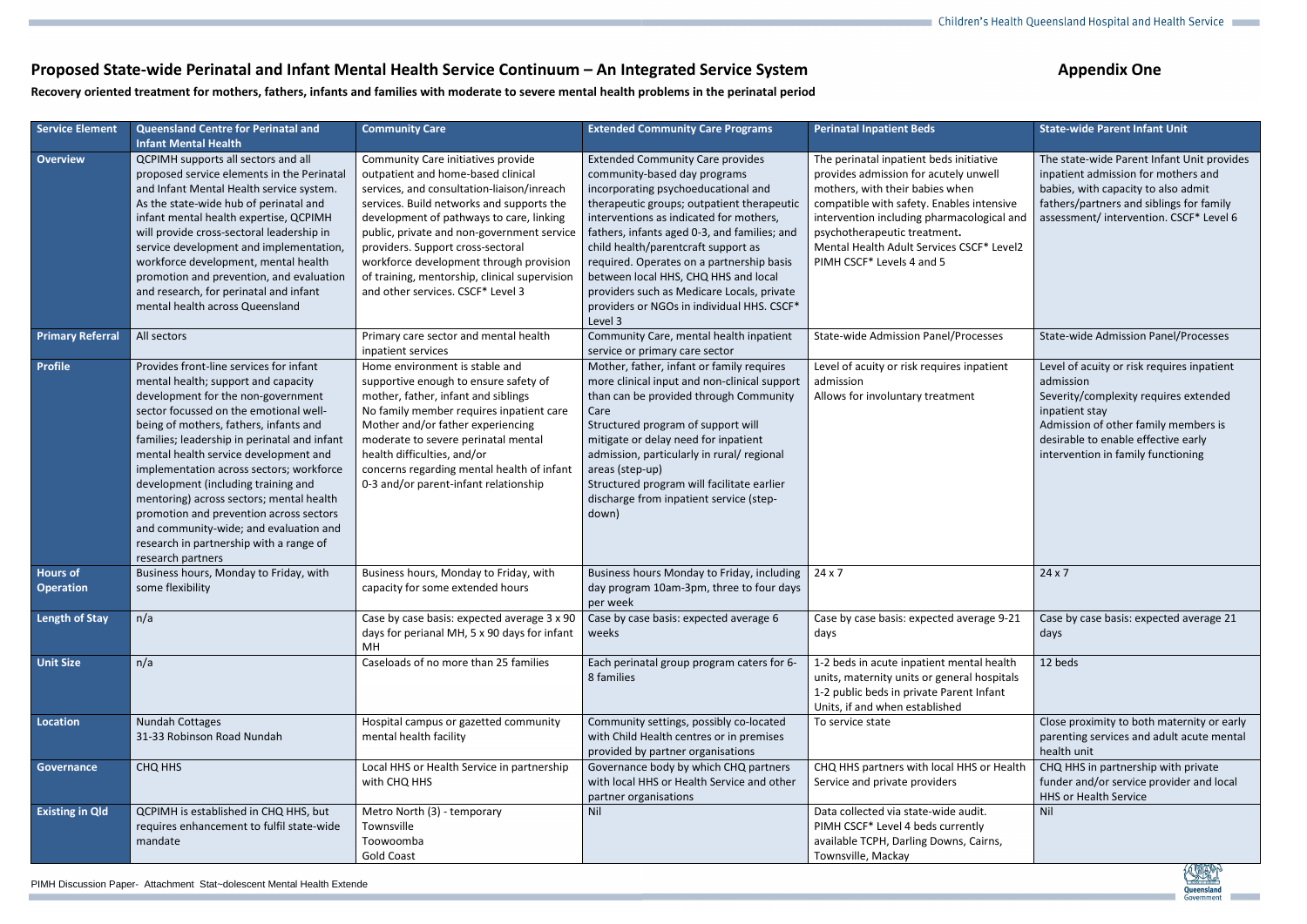## Proposed State-wide Perinatal and Infant Mental Health Service Continuum – An Integrated Service System

## Appendix One

**Recovery oriented treatment for mothers, fathers, infants and families with moderate to severe mental health problems in the perinatal period**

| Service Element | Queensland Centre for Perinatal and Infant Mental Health | Community Care | Extended Community Care Programs | Perinatal Inpatient Beds | State-wide Parent Infant Unit |
|---|---|---|---|---|---|
| **Overview** | QCPIMH supports all sectors and all proposed service elements in the Perinatal and Infant Mental Health service system. As the state-wide hub of perinatal and infant mental health expertise, QCPIMH will provide cross-sectoral leadership in service development and implementation, workforce development, mental health promotion and prevention, and evaluation and research, for perinatal and infant mental health across Queensland | Community Care initiatives provide outpatient and home-based clinical services, and consultation-liaison/inreach services. Build networks and supports the development of pathways to care, linking public, private and non-government service providers. Support cross-sectoral workforce development through provision of training, mentorship, clinical supervision and other services. CSCF* Level 3 | Extended Community Care provides community-based day programs incorporating psychoeducational and therapeutic groups; outpatient therapeutic interventions as indicated for mothers, fathers, infants aged 0-3, and families; and child health/parentcraft support as required. Operates on a partnership basis between local HHS, CHQ HHS and local providers such as Medicare Locals, private providers or NGOs in individual HHS. CSCF* Level 3 | The perinatal inpatient beds initiative provides admission for acutely unwell mothers, with their babies when compatible with safety. Enables intensive intervention including pharmacological and psychotherapeutic treatment. Mental Health Adult Services CSCF* Level2 PIMH CSCF* Levels 4 and 5 | The state-wide Parent Infant Unit provides inpatient admission for mothers and babies, with capacity to also admit fathers/partners and siblings for family assessment/ intervention. CSCF* Level 6 |
| **Primary Referral** | All sectors | Primary care sector and mental health inpatient services | Community Care, mental health inpatient service or primary care sector | State-wide Admission Panel/Processes | State-wide Admission Panel/Processes |
| **Profile** | Provides front-line services for infant mental health; support and capacity development for the non-government sector focussed on the emotional well-being of mothers, fathers, infants and families; leadership in perinatal and infant mental health service development and implementation across sectors; workforce development (including training and mentoring) across sectors; mental health promotion and prevention across sectors and community-wide; and evaluation and research in partnership with a range of research partners | Home environment is stable and supportive enough to ensure safety of mother, father, infant and siblings<br>No family member requires inpatient care<br>Mother and/or father experiencing moderate to severe perinatal mental health difficulties, and/or<br>concerns regarding mental health of infant 0-3 and/or parent-infant relationship | Mother, father, infant or family requires more clinical input and non-clinical support than can be provided through Community Care<br>Structured program of support will mitigate or delay need for inpatient admission, particularly in rural/ regional areas (step-up)<br>Structured program will facilitate earlier discharge from inpatient service (step-down) | Level of acuity or risk requires inpatient admission<br>Allows for involuntary treatment | Level of acuity or risk requires inpatient admission<br>Severity/complexity requires extended inpatient stay<br>Admission of other family members is desirable to enable effective early intervention in family functioning |
| **Hours of Operation** | Business hours, Monday to Friday, with some flexibility | Business hours, Monday to Friday, with capacity for some extended hours | Business hours Monday to Friday, including day program 10am-3pm, three to four days per week | 24 x 7 | 24 x 7 |
| **Length of Stay** | n/a | Case by case basis: expected average 3 x 90 days for perianal MH, 5 x 90 days for infant MH | Case by case basis: expected average 6 weeks | Case by case basis: expected average 9-21 days | Case by case basis: expected average 21 days |
| **Unit Size** | n/a | Caseloads of no more than 25 families | Each perinatal group program caters for 6-8 families | 1-2 beds in acute inpatient mental health units, maternity units or general hospitals<br>1-2 public beds in private Parent Infant Units, if and when established | 12 beds |
| **Location** | Nundah Cottages<br>31-33 Robinson Road Nundah | Hospital campus or gazetted community mental health facility | Community settings, possibly co-located with Child Health centres or in premises provided by partner organisations | To service state | Close proximity to both maternity or early parenting services and adult acute mental health unit |
| **Governance** | CHQ HHS | Local HHS or Health Service in partnership with CHQ HHS | Governance body by which CHQ partners with local HHS or Health Service and other partner organisations | CHQ HHS partners with local HHS or Health Service and private providers | CHQ HHS in partnership with private funder and/or service provider and local HHS or Health Service |
| **Existing in Qld** | QCPIMH is established in CHQ HHS, but requires enhancement to fulfil state-wide mandate | Metro North (3) - temporary<br>Townsville<br>Toowoomba<br>Gold Coast | Nil | Data collected via state-wide audit.<br>PIMH CSCF* Level 4 beds currently available TCPH, Darling Downs, Cairns, Townsville, Mackay | Nil |

PIMH Discussion Paper- Attachment Stat~dolescent Mental Health Extende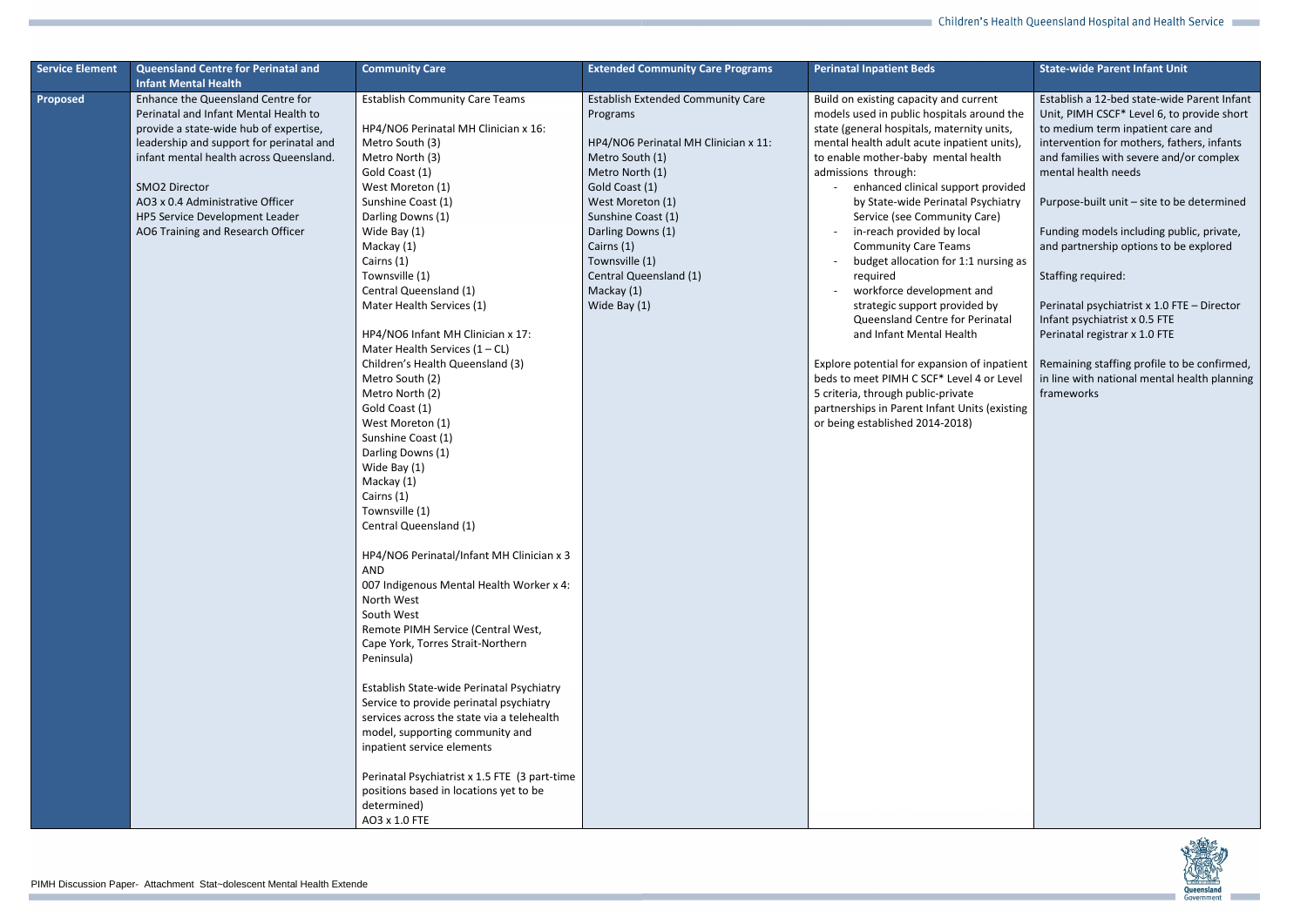| Service Element | Queensland Centre for Perinatal and Infant Mental Health | Community Care | Extended Community Care Programs | Perinatal Inpatient Beds | State-wide Parent Infant Unit |
|---|---|---|---|---|---|
| **Proposed** | Enhance the Queensland Centre for Perinatal and Infant Mental Health to provide a state-wide hub of expertise, leadership and support for perinatal and infant mental health across Queensland.<br><br>SMO2 Director<br>AO3 x 0.4 Administrative Officer<br>HP5 Service Development Leader<br>AO6 Training and Research Officer | Establish Community Care Teams<br><br>HP4/NO6 Perinatal MH Clinician x 16:<br>Metro South (3)<br>Metro North (3)<br>Gold Coast (1)<br>West Moreton (1)<br>Sunshine Coast (1)<br>Darling Downs (1)<br>Wide Bay (1)<br>Mackay (1)<br>Cairns (1)<br>Townsville (1)<br>Central Queensland (1)<br>Mater Health Services (1)<br><br>HP4/NO6 Infant MH Clinician x 17:<br>Mater Health Services (1 – CL)<br>Children's Health Queensland (3)<br>Metro South (2)<br>Metro North (2)<br>Gold Coast (1)<br>West Moreton (1)<br>Sunshine Coast (1)<br>Darling Downs (1)<br>Wide Bay (1)<br>Mackay (1)<br>Cairns (1)<br>Townsville (1)<br>Central Queensland (1)<br><br>HP4/NO6 Perinatal/Infant MH Clinician x 3<br>AND<br>007 Indigenous Mental Health Worker x 4:<br>North West<br>South West<br>Remote PIMH Service (Central West, Cape York, Torres Strait-Northern Peninsula)<br><br>Establish State-wide Perinatal Psychiatry Service to provide perinatal psychiatry services across the state via a telehealth model, supporting community and inpatient service elements<br><br>Perinatal Psychiatrist x 1.5 FTE (3 part-time positions based in locations yet to be determined)<br>AO3 x 1.0 FTE | Establish Extended Community Care Programs<br><br>HP4/NO6 Perinatal MH Clinician x 11:<br>Metro South (1)<br>Metro North (1)<br>Gold Coast (1)<br>West Moreton (1)<br>Sunshine Coast (1)<br>Darling Downs (1)<br>Cairns (1)<br>Townsville (1)<br>Central Queensland (1)<br>Mackay (1)<br>Wide Bay (1) | Build on existing capacity and current models used in public hospitals around the state (general hospitals, maternity units, mental health adult acute inpatient units), to enable mother-baby mental health admissions through:<br>- enhanced clinical support provided by State-wide Perinatal Psychiatry Service (see Community Care)<br>- in-reach provided by local Community Care Teams<br>- budget allocation for 1:1 nursing as required<br>- workforce development and strategic support provided by Queensland Centre for Perinatal and Infant Mental Health<br><br>Explore potential for expansion of inpatient beds to meet PIMH C SCF* Level 4 or Level 5 criteria, through public-private partnerships in Parent Infant Units (existing or being established 2014-2018) | Establish a 12-bed state-wide Parent Infant Unit, PIMH CSCF* Level 6, to provide short to medium term inpatient care and intervention for mothers, fathers, infants and families with severe and/or complex mental health needs<br><br>Purpose-built unit – site to be determined<br><br>Funding models including public, private, and partnership options to be explored<br><br>Staffing required:<br><br>Perinatal psychiatrist x 1.0 FTE – Director<br>Infant psychiatrist x 0.5 FTE<br>Perinatal registrar x 1.0 FTE<br><br>Remaining staffing profile to be confirmed, in line with national mental health planning frameworks |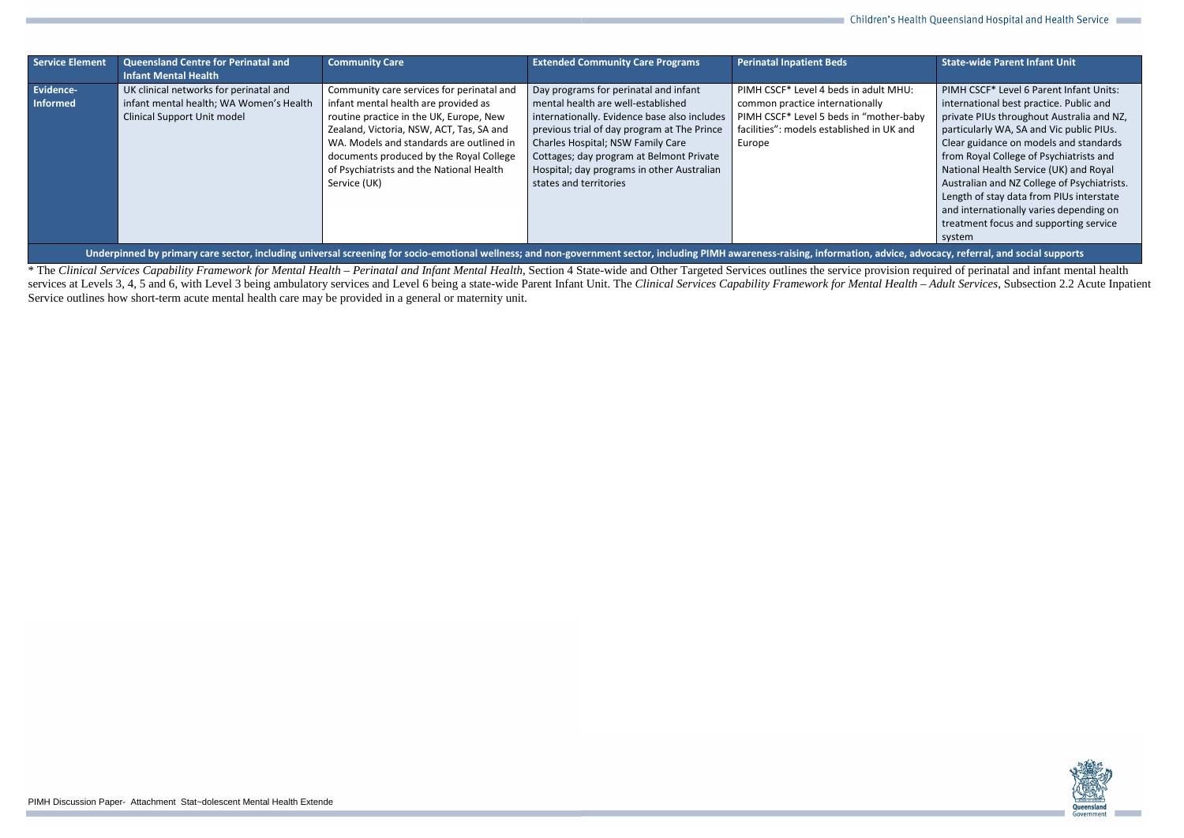| Service Element | Queensland Centre for Perinatal and Infant Mental Health | Community Care | Extended Community Care Programs | Perinatal Inpatient Beds | State-wide Parent Infant Unit |
|---|---|---|---|---|---|
| **Evidence-Informed** | UK clinical networks for perinatal and infant mental health; WA Women's Health Clinical Support Unit model | Community care services for perinatal and infant mental health are provided as routine practice in the UK, Europe, New Zealand, Victoria, NSW, ACT, Tas, SA and WA. Models and standards are outlined in documents produced by the Royal College of Psychiatrists and the National Health Service (UK) | Day programs for perinatal and infant mental health are well-established internationally. Evidence base also includes previous trial of day program at The Prince Charles Hospital; NSW Family Care Cottages; day program at Belmont Private Hospital; day programs in other Australian states and territories | PIMH CSCF* Level 4 beds in adult MHU: common practice internationally PIMH CSCF* Level 5 beds in "mother-baby facilities": models established in UK and Europe | PIMH CSCF* Level 6 Parent Infant Units: international best practice. Public and private PIUs throughout Australia and NZ, particularly WA, SA and Vic public PIUs. Clear guidance on models and standards from Royal College of Psychiatrists and National Health Service (UK) and Royal Australian and NZ College of Psychiatrists. Length of stay data from PIUs interstate and internationally varies depending on treatment focus and supporting service system |
| **Underpinned by primary care sector, including universal screening for socio-emotional wellness; and non-government sector, including PIMH awareness-raising, information, advice, advocacy, referral, and social supports** | | | | | |

* The *Clinical Services Capability Framework for Mental Health – Perinatal and Infant Mental Health*, Section 4 State-wide and Other Targeted Services outlines the service provision required of perinatal and infant mental health services at Levels 3, 4, 5 and 6, with Level 3 being ambulatory services and Level 6 being a state-wide Parent Infant Unit. The *Clinical Services Capability Framework for Mental Health – Adult Services*, Subsection 2.2 Acute Inpatient Service outlines how short-term acute mental health care may be provided in a general or maternity unit.